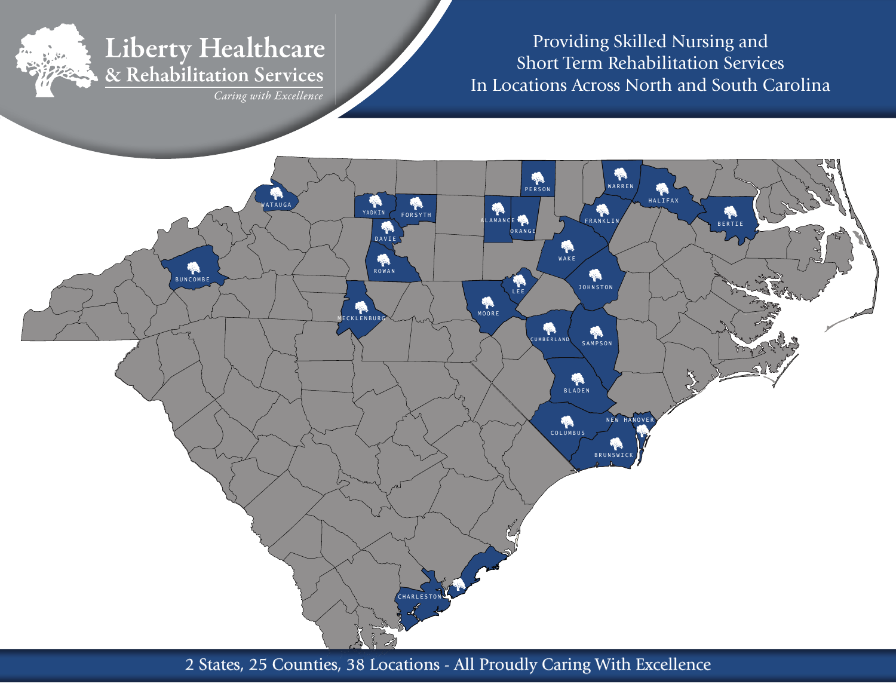# Liberty Healthcare & Rehabilitation Services

*Caring with Excellence*

## Providing Skilled Nursing and Short Term Rehabilitation Services In Locations Across North and South Carolina

WATAUGA

BUNCOMBE

YADKIN

FORSYTH

DAVIE

ROWAN

MECKLENBURG

ALAMANCE

ORANGE

PERSON

LEE

MOORE

WARREN

FRANKLIN

HALIFAX

BERTIE

WAKE

JOHNSTON

CUMBERLAND

SAMPSON

BLADEN

COLUMBUS

NEW HANOVER

BRUNSWICK

CHARLESTON

2 States, 25 Counties, 38 Locations - All Proudly Caring With Excellence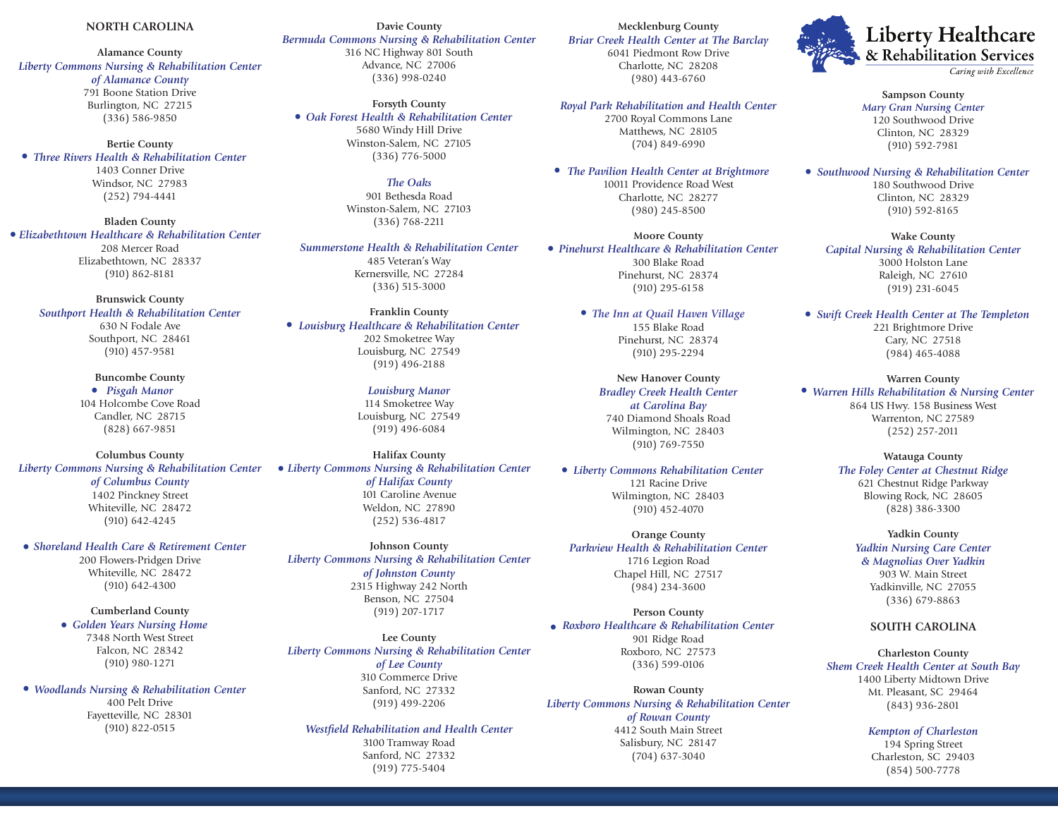## NORTH CAROLINA

**Alamance County**
*Liberty Commons Nursing & Rehabilitation Center of Alamance County*
791 Boone Station Drive
Burlington, NC 27215
(336) 586-9850

**Bertie County**
• *Three Rivers Health & Rehabilitation Center*
1403 Conner Drive
Windsor, NC 27983
(252) 794-4441

**Bladen County**
• *Elizabethtown Healthcare & Rehabilitation Center*
208 Mercer Road
Elizabethtown, NC 28337
(910) 862-8181

**Brunswick County**
*Southport Health & Rehabilitation Center*
630 N Fodale Ave
Southport, NC 28461
(910) 457-9581

**Buncombe County**
• *Pisgah Manor*
104 Holcombe Cove Road
Candler, NC 28715
(828) 667-9851

**Columbus County**
*Liberty Commons Nursing & Rehabilitation Center of Columbus County*
1402 Pinckney Street
Whiteville, NC 28472
(910) 642-4245

• *Shoreland Health Care & Retirement Center*
200 Flowers-Pridgen Drive
Whiteville, NC 28472
(910) 642-4300

**Cumberland County**
• *Golden Years Nursing Home*
7348 North West Street
Falcon, NC 28342
(910) 980-1271

• *Woodlands Nursing & Rehabilitation Center*
400 Pelt Drive
Fayetteville, NC 28301
(910) 822-0515

**Davie County**
*Bermuda Commons Nursing & Rehabilitation Center*
316 NC Highway 801 South
Advance, NC 27006
(336) 998-0240

**Forsyth County**
• *Oak Forest Health & Rehabilitation Center*
5680 Windy Hill Drive
Winston-Salem, NC 27105
(336) 776-5000

*The Oaks*
901 Bethesda Road
Winston-Salem, NC 27103
(336) 768-2211

*Summerstone Health & Rehabilitation Center*
485 Veteran's Way
Kernersville, NC 27284
(336) 515-3000

**Franklin County**
• *Louisburg Healthcare & Rehabilitation Center*
202 Smoketree Way
Louisburg, NC 27549
(919) 496-2188

*Louisburg Manor*
114 Smoketree Way
Louisburg, NC 27549
(919) 496-6084

**Halifax County**
• *Liberty Commons Nursing & Rehabilitation Center of Halifax County*
101 Caroline Avenue
Weldon, NC 27890
(252) 536-4817

**Johnson County**
*Liberty Commons Nursing & Rehabilitation Center of Johnston County*
2315 Highway 242 North
Benson, NC 27504
(919) 207-1717

**Lee County**
*Liberty Commons Nursing & Rehabilitation Center of Lee County*
310 Commerce Drive
Sanford, NC 27332
(919) 499-2206

*Westfield Rehabilitation and Health Center*
3100 Tramway Road
Sanford, NC 27332
(919) 775-5404

**Mecklenburg County**
*Briar Creek Health Center at The Barclay*
6041 Piedmont Row Drive
Charlotte, NC 28208
(980) 443-6760

*Royal Park Rehabilitation and Health Center*
2700 Royal Commons Lane
Matthews, NC 28105
(704) 849-6990

• *The Pavilion Health Center at Brightmore*
10011 Providence Road West
Charlotte, NC 28277
(980) 245-8500

**Moore County**
• *Pinehurst Healthcare & Rehabilitation Center*
300 Blake Road
Pinehurst, NC 28374
(910) 295-6158

• *The Inn at Quail Haven Village*
155 Blake Road
Pinehurst, NC 28374
(910) 295-2294

**New Hanover County**
*Bradley Creek Health Center at Carolina Bay*
740 Diamond Shoals Road
Wilmington, NC 28403
(910) 769-7550

• *Liberty Commons Rehabilitation Center*
121 Racine Drive
Wilmington, NC 28403
(910) 452-4070

**Orange County**
*Parkview Health & Rehabilitation Center*
1716 Legion Road
Chapel Hill, NC 27517
(984) 234-3600

**Person County**
• *Roxboro Healthcare & Rehabilitation Center*
901 Ridge Road
Roxboro, NC 27573
(336) 599-0106

**Rowan County**
*Liberty Commons Nursing & Rehabilitation Center of Rowan County*
4412 South Main Street
Salisbury, NC 28147
(704) 637-3040

**Liberty Healthcare & Rehabilitation Services**
*Caring with Excellence*

**Sampson County**
*Mary Gran Nursing Center*
120 Southwood Drive
Clinton, NC 28329
(910) 592-7981

• *Southwood Nursing & Rehabilitation Center*
180 Southwood Drive
Clinton, NC 28329
(910) 592-8165

**Wake County**
*Capital Nursing & Rehabilitation Center*
3000 Holston Lane
Raleigh, NC 27610
(919) 231-6045

• *Swift Creek Health Center at The Templeton*
221 Brightmore Drive
Cary, NC 27518
(984) 465-4088

**Warren County**
• *Warren Hills Rehabilitation & Nursing Center*
864 US Hwy. 158 Business West
Warrenton, NC 27589
(252) 257-2011

**Watauga County**
*The Foley Center at Chestnut Ridge*
621 Chestnut Ridge Parkway
Blowing Rock, NC 28605
(828) 386-3300

**Yadkin County**
*Yadkin Nursing Care Center & Magnolias Over Yadkin*
903 W. Main Street
Yadkinville, NC 27055
(336) 679-8863

## SOUTH CAROLINA

**Charleston County**
*Shem Creek Health Center at South Bay*
1400 Liberty Midtown Drive
Mt. Pleasant, SC 29464
(843) 936-2801

*Kempton of Charleston*
194 Spring Street
Charleston, SC 29403
(854) 500-7778